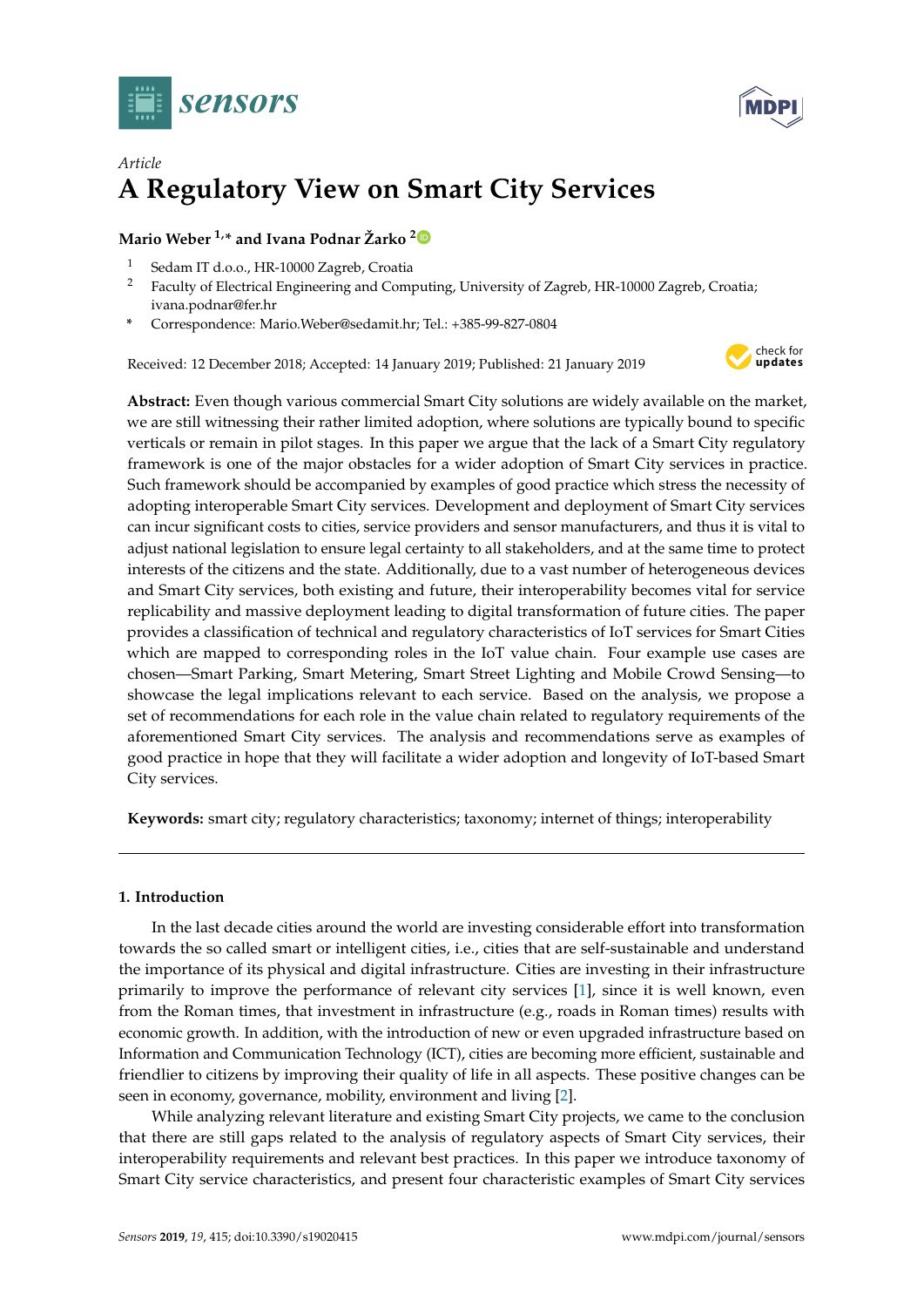*Article*

# A Regulatory View on Smart City Services

**Mario Weber [1,*] and Ivana Podnar Žarko [2]**

1. Sedam IT d.o.o., HR-10000 Zagreb, Croatia
2. Faculty of Electrical Engineering and Computing, University of Zagreb, HR-10000 Zagreb, Croatia; ivana.podnar@fer.hr

\* Correspondence: Mario.Weber@sedamit.hr; Tel.: +385-99-827-0804

Received: 12 December 2018; Accepted: 14 January 2019; Published: 21 January 2019

**Abstract:** Even though various commercial Smart City solutions are widely available on the market, we are still witnessing their rather limited adoption, where solutions are typically bound to specific verticals or remain in pilot stages. In this paper we argue that the lack of a Smart City regulatory framework is one of the major obstacles for a wider adoption of Smart City services in practice. Such framework should be accompanied by examples of good practice which stress the necessity of adopting interoperable Smart City services. Development and deployment of Smart City services can incur significant costs to cities, service providers and sensor manufacturers, and thus it is vital to adjust national legislation to ensure legal certainty to all stakeholders, and at the same time to protect interests of the citizens and the state. Additionally, due to a vast number of heterogeneous devices and Smart City services, both existing and future, their interoperability becomes vital for service replicability and massive deployment leading to digital transformation of future cities. The paper provides a classification of technical and regulatory characteristics of IoT services for Smart Cities which are mapped to corresponding roles in the IoT value chain. Four example use cases are chosen—Smart Parking, Smart Metering, Smart Street Lighting and Mobile Crowd Sensing—to showcase the legal implications relevant to each service. Based on the analysis, we propose a set of recommendations for each role in the value chain related to regulatory requirements of the aforementioned Smart City services. The analysis and recommendations serve as examples of good practice in hope that they will facilitate a wider adoption and longevity of IoT-based Smart City services.

**Keywords:** smart city; regulatory characteristics; taxonomy; internet of things; interoperability

## 1. Introduction

In the last decade cities around the world are investing considerable effort into transformation towards the so called smart or intelligent cities, i.e., cities that are self-sustainable and understand the importance of its physical and digital infrastructure. Cities are investing in their infrastructure primarily to improve the performance of relevant city services [1], since it is well known, even from the Roman times, that investment in infrastructure (e.g., roads in Roman times) results with economic growth. In addition, with the introduction of new or even upgraded infrastructure based on Information and Communication Technology (ICT), cities are becoming more efficient, sustainable and friendlier to citizens by improving their quality of life in all aspects. These positive changes can be seen in economy, governance, mobility, environment and living [2].

While analyzing relevant literature and existing Smart City projects, we came to the conclusion that there are still gaps related to the analysis of regulatory aspects of Smart City services, their interoperability requirements and relevant best practices. In this paper we introduce taxonomy of Smart City service characteristics, and present four characteristic examples of Smart City services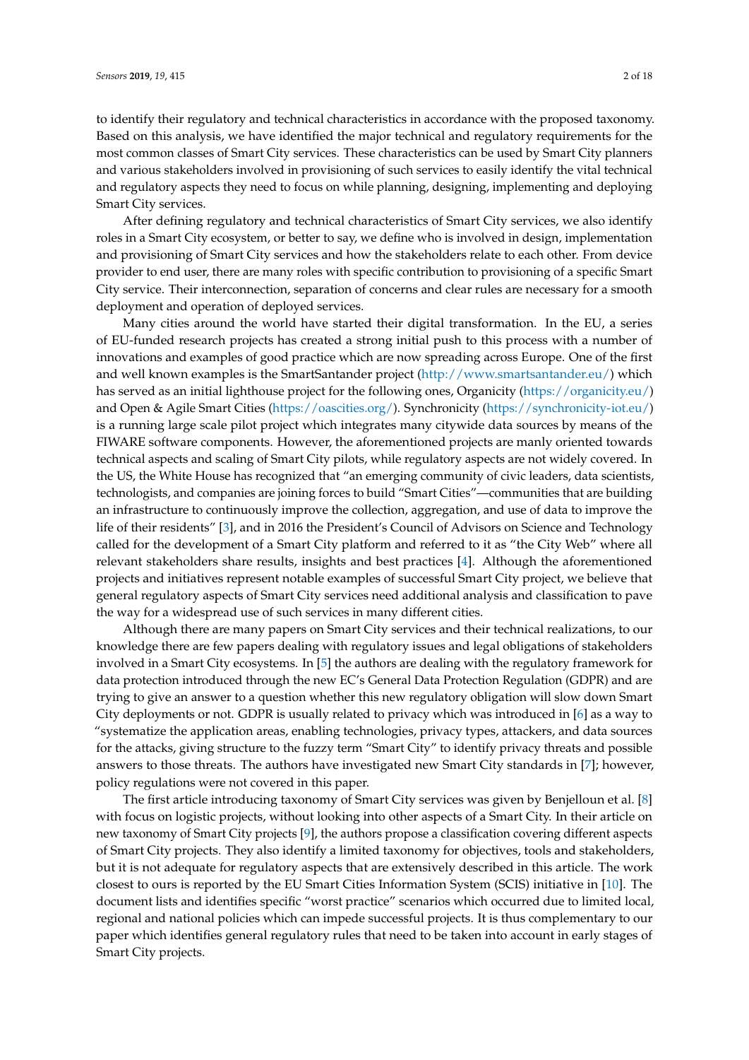to identify their regulatory and technical characteristics in accordance with the proposed taxonomy. Based on this analysis, we have identified the major technical and regulatory requirements for the most common classes of Smart City services. These characteristics can be used by Smart City planners and various stakeholders involved in provisioning of such services to easily identify the vital technical and regulatory aspects they need to focus on while planning, designing, implementing and deploying Smart City services.

After defining regulatory and technical characteristics of Smart City services, we also identify roles in a Smart City ecosystem, or better to say, we define who is involved in design, implementation and provisioning of Smart City services and how the stakeholders relate to each other. From device provider to end user, there are many roles with specific contribution to provisioning of a specific Smart City service. Their interconnection, separation of concerns and clear rules are necessary for a smooth deployment and operation of deployed services.

Many cities around the world have started their digital transformation. In the EU, a series of EU-funded research projects has created a strong initial push to this process with a number of innovations and examples of good practice which are now spreading across Europe. One of the first and well known examples is the SmartSantander project (http://www.smartsantander.eu/) which has served as an initial lighthouse project for the following ones, Organicity (https://organicity.eu/) and Open & Agile Smart Cities (https://oascities.org/). Synchronicity (https://synchronicity-iot.eu/) is a running large scale pilot project which integrates many citywide data sources by means of the FIWARE software components. However, the aforementioned projects are manly oriented towards technical aspects and scaling of Smart City pilots, while regulatory aspects are not widely covered. In the US, the White House has recognized that "an emerging community of civic leaders, data scientists, technologists, and companies are joining forces to build "Smart Cities"—communities that are building an infrastructure to continuously improve the collection, aggregation, and use of data to improve the life of their residents" [3], and in 2016 the President's Council of Advisors on Science and Technology called for the development of a Smart City platform and referred to it as "the City Web" where all relevant stakeholders share results, insights and best practices [4]. Although the aforementioned projects and initiatives represent notable examples of successful Smart City project, we believe that general regulatory aspects of Smart City services need additional analysis and classification to pave the way for a widespread use of such services in many different cities.

Although there are many papers on Smart City services and their technical realizations, to our knowledge there are few papers dealing with regulatory issues and legal obligations of stakeholders involved in a Smart City ecosystems. In [5] the authors are dealing with the regulatory framework for data protection introduced through the new EC's General Data Protection Regulation (GDPR) and are trying to give an answer to a question whether this new regulatory obligation will slow down Smart City deployments or not. GDPR is usually related to privacy which was introduced in [6] as a way to "systematize the application areas, enabling technologies, privacy types, attackers, and data sources for the attacks, giving structure to the fuzzy term "Smart City" to identify privacy threats and possible answers to those threats. The authors have investigated new Smart City standards in [7]; however, policy regulations were not covered in this paper.

The first article introducing taxonomy of Smart City services was given by Benjelloun et al. [8] with focus on logistic projects, without looking into other aspects of a Smart City. In their article on new taxonomy of Smart City projects [9], the authors propose a classification covering different aspects of Smart City projects. They also identify a limited taxonomy for objectives, tools and stakeholders, but it is not adequate for regulatory aspects that are extensively described in this article. The work closest to ours is reported by the EU Smart Cities Information System (SCIS) initiative in [10]. The document lists and identifies specific "worst practice" scenarios which occurred due to limited local, regional and national policies which can impede successful projects. It is thus complementary to our paper which identifies general regulatory rules that need to be taken into account in early stages of Smart City projects.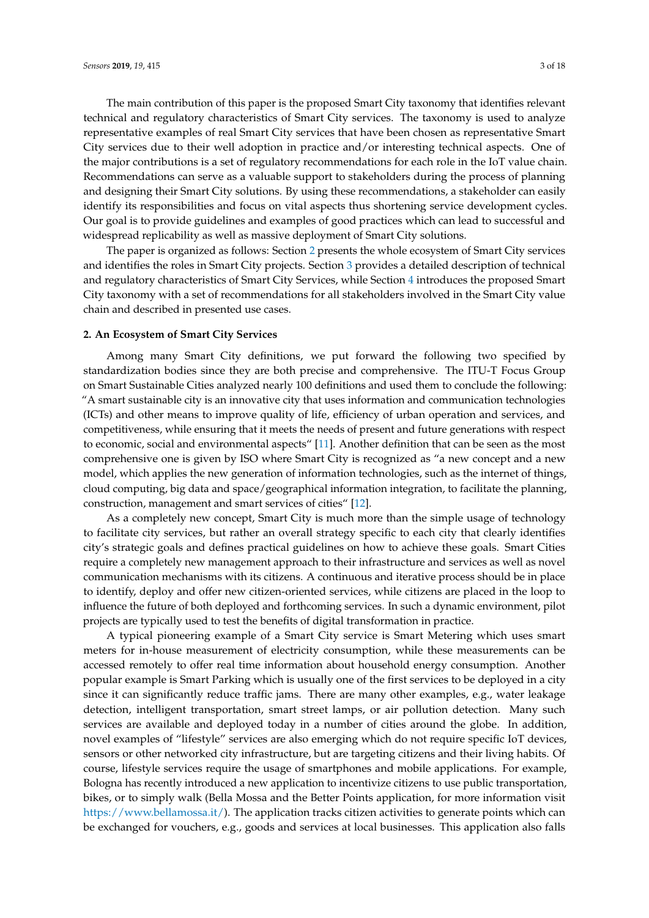The main contribution of this paper is the proposed Smart City taxonomy that identifies relevant technical and regulatory characteristics of Smart City services. The taxonomy is used to analyze representative examples of real Smart City services that have been chosen as representative Smart City services due to their well adoption in practice and/or interesting technical aspects. One of the major contributions is a set of regulatory recommendations for each role in the IoT value chain. Recommendations can serve as a valuable support to stakeholders during the process of planning and designing their Smart City solutions. By using these recommendations, a stakeholder can easily identify its responsibilities and focus on vital aspects thus shortening service development cycles. Our goal is to provide guidelines and examples of good practices which can lead to successful and widespread replicability as well as massive deployment of Smart City solutions.

The paper is organized as follows: Section 2 presents the whole ecosystem of Smart City services and identifies the roles in Smart City projects. Section 3 provides a detailed description of technical and regulatory characteristics of Smart City Services, while Section 4 introduces the proposed Smart City taxonomy with a set of recommendations for all stakeholders involved in the Smart City value chain and described in presented use cases.

## 2. An Ecosystem of Smart City Services

Among many Smart City definitions, we put forward the following two specified by standardization bodies since they are both precise and comprehensive. The ITU-T Focus Group on Smart Sustainable Cities analyzed nearly 100 definitions and used them to conclude the following: "A smart sustainable city is an innovative city that uses information and communication technologies (ICTs) and other means to improve quality of life, efficiency of urban operation and services, and competitiveness, while ensuring that it meets the needs of present and future generations with respect to economic, social and environmental aspects" [11]. Another definition that can be seen as the most comprehensive one is given by ISO where Smart City is recognized as "a new concept and a new model, which applies the new generation of information technologies, such as the internet of things, cloud computing, big data and space/geographical information integration, to facilitate the planning, construction, management and smart services of cities" [12].

As a completely new concept, Smart City is much more than the simple usage of technology to facilitate city services, but rather an overall strategy specific to each city that clearly identifies city's strategic goals and defines practical guidelines on how to achieve these goals. Smart Cities require a completely new management approach to their infrastructure and services as well as novel communication mechanisms with its citizens. A continuous and iterative process should be in place to identify, deploy and offer new citizen-oriented services, while citizens are placed in the loop to influence the future of both deployed and forthcoming services. In such a dynamic environment, pilot projects are typically used to test the benefits of digital transformation in practice.

A typical pioneering example of a Smart City service is Smart Metering which uses smart meters for in-house measurement of electricity consumption, while these measurements can be accessed remotely to offer real time information about household energy consumption. Another popular example is Smart Parking which is usually one of the first services to be deployed in a city since it can significantly reduce traffic jams. There are many other examples, e.g., water leakage detection, intelligent transportation, smart street lamps, or air pollution detection. Many such services are available and deployed today in a number of cities around the globe. In addition, novel examples of "lifestyle" services are also emerging which do not require specific IoT devices, sensors or other networked city infrastructure, but are targeting citizens and their living habits. Of course, lifestyle services require the usage of smartphones and mobile applications. For example, Bologna has recently introduced a new application to incentivize citizens to use public transportation, bikes, or to simply walk (Bella Mossa and the Better Points application, for more information visit https://www.bellamossa.it/). The application tracks citizen activities to generate points which can be exchanged for vouchers, e.g., goods and services at local businesses. This application also falls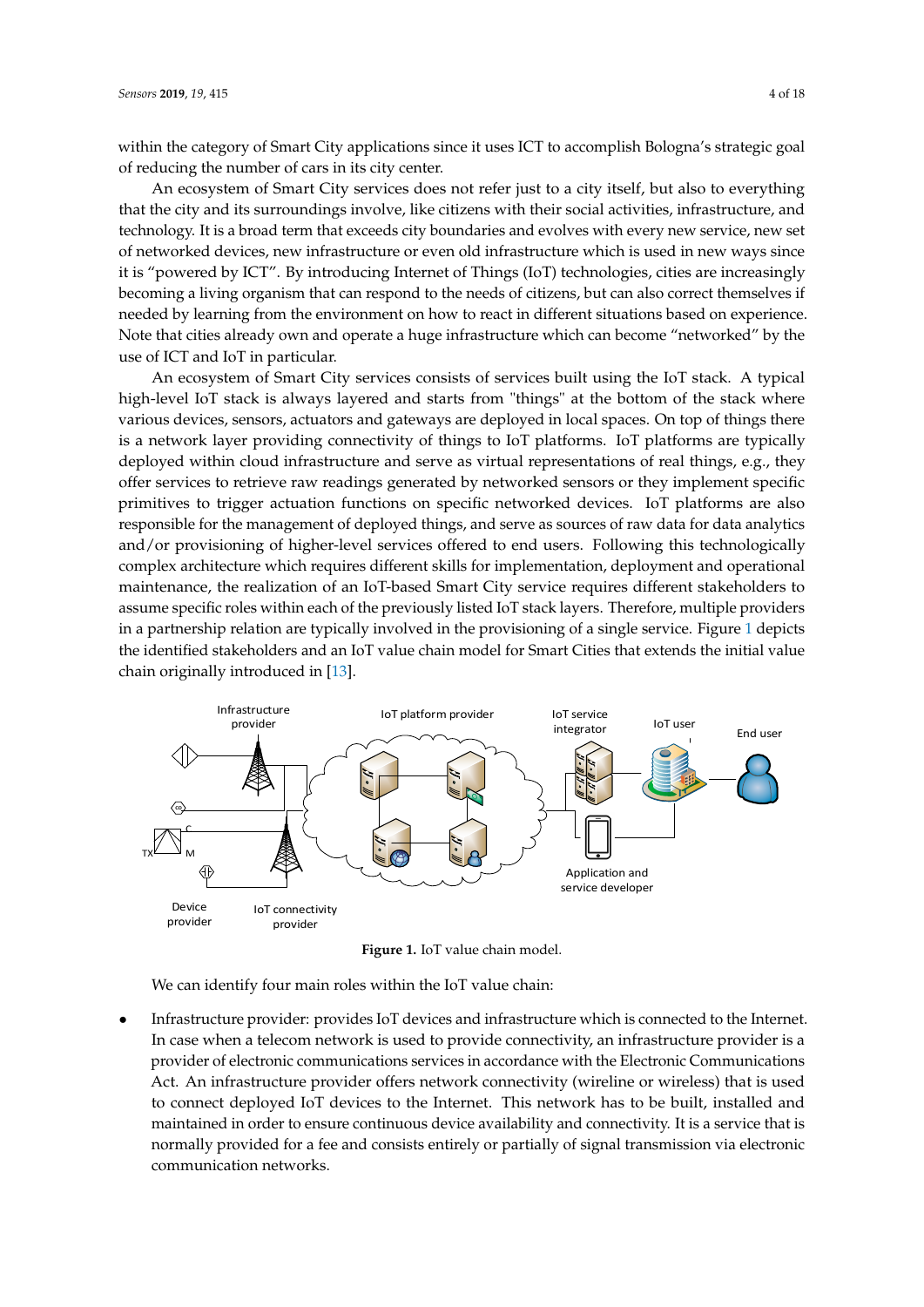within the category of Smart City applications since it uses ICT to accomplish Bologna's strategic goal of reducing the number of cars in its city center.

An ecosystem of Smart City services does not refer just to a city itself, but also to everything that the city and its surroundings involve, like citizens with their social activities, infrastructure, and technology. It is a broad term that exceeds city boundaries and evolves with every new service, new set of networked devices, new infrastructure or even old infrastructure which is used in new ways since it is "powered by ICT". By introducing Internet of Things (IoT) technologies, cities are increasingly becoming a living organism that can respond to the needs of citizens, but can also correct themselves if needed by learning from the environment on how to react in different situations based on experience. Note that cities already own and operate a huge infrastructure which can become "networked" by the use of ICT and IoT in particular.

An ecosystem of Smart City services consists of services built using the IoT stack. A typical high-level IoT stack is always layered and starts from "things" at the bottom of the stack where various devices, sensors, actuators and gateways are deployed in local spaces. On top of things there is a network layer providing connectivity of things to IoT platforms. IoT platforms are typically deployed within cloud infrastructure and serve as virtual representations of real things, e.g., they offer services to retrieve raw readings generated by networked sensors or they implement specific primitives to trigger actuation functions on specific networked devices. IoT platforms are also responsible for the management of deployed things, and serve as sources of raw data for data analytics and/or provisioning of higher-level services offered to end users. Following this technologically complex architecture which requires different skills for implementation, deployment and operational maintenance, the realization of an IoT-based Smart City service requires different stakeholders to assume specific roles within each of the previously listed IoT stack layers. Therefore, multiple providers in a partnership relation are typically involved in the provisioning of a single service. Figure 1 depicts the identified stakeholders and an IoT value chain model for Smart Cities that extends the initial value chain originally introduced in [13].

Infrastructure provider

IoT platform provider

IoT service integrator

IoT user

End user

Device provider

IoT connectivity provider

Application and service developer

**Figure 1.** IoT value chain model.

We can identify four main roles within the IoT value chain:

- Infrastructure provider: provides IoT devices and infrastructure which is connected to the Internet. In case when a telecom network is used to provide connectivity, an infrastructure provider is a provider of electronic communications services in accordance with the Electronic Communications Act. An infrastructure provider offers network connectivity (wireline or wireless) that is used to connect deployed IoT devices to the Internet. This network has to be built, installed and maintained in order to ensure continuous device availability and connectivity. It is a service that is normally provided for a fee and consists entirely or partially of signal transmission via electronic communication networks.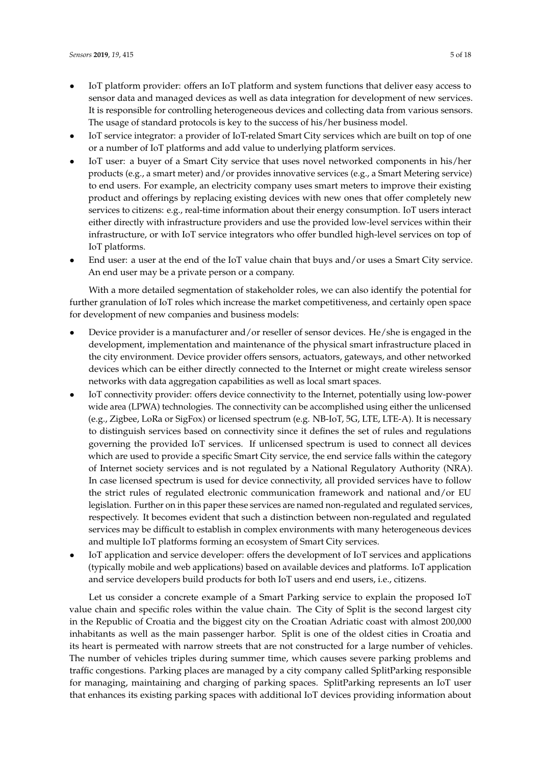- IoT platform provider: offers an IoT platform and system functions that deliver easy access to sensor data and managed devices as well as data integration for development of new services. It is responsible for controlling heterogeneous devices and collecting data from various sensors. The usage of standard protocols is key to the success of his/her business model.
- IoT service integrator: a provider of IoT-related Smart City services which are built on top of one or a number of IoT platforms and add value to underlying platform services.
- IoT user: a buyer of a Smart City service that uses novel networked components in his/her products (e.g., a smart meter) and/or provides innovative services (e.g., a Smart Metering service) to end users. For example, an electricity company uses smart meters to improve their existing product and offerings by replacing existing devices with new ones that offer completely new services to citizens: e.g., real-time information about their energy consumption. IoT users interact either directly with infrastructure providers and use the provided low-level services within their infrastructure, or with IoT service integrators who offer bundled high-level services on top of IoT platforms.
- End user: a user at the end of the IoT value chain that buys and/or uses a Smart City service. An end user may be a private person or a company.

With a more detailed segmentation of stakeholder roles, we can also identify the potential for further granulation of IoT roles which increase the market competitiveness, and certainly open space for development of new companies and business models:

- Device provider is a manufacturer and/or reseller of sensor devices. He/she is engaged in the development, implementation and maintenance of the physical smart infrastructure placed in the city environment. Device provider offers sensors, actuators, gateways, and other networked devices which can be either directly connected to the Internet or might create wireless sensor networks with data aggregation capabilities as well as local smart spaces.
- IoT connectivity provider: offers device connectivity to the Internet, potentially using low-power wide area (LPWA) technologies. The connectivity can be accomplished using either the unlicensed (e.g., Zigbee, LoRa or SigFox) or licensed spectrum (e.g. NB-IoT, 5G, LTE, LTE-A). It is necessary to distinguish services based on connectivity since it defines the set of rules and regulations governing the provided IoT services. If unlicensed spectrum is used to connect all devices which are used to provide a specific Smart City service, the end service falls within the category of Internet society services and is not regulated by a National Regulatory Authority (NRA). In case licensed spectrum is used for device connectivity, all provided services have to follow the strict rules of regulated electronic communication framework and national and/or EU legislation. Further on in this paper these services are named non-regulated and regulated services, respectively. It becomes evident that such a distinction between non-regulated and regulated services may be difficult to establish in complex environments with many heterogeneous devices and multiple IoT platforms forming an ecosystem of Smart City services.
- IoT application and service developer: offers the development of IoT services and applications (typically mobile and web applications) based on available devices and platforms. IoT application and service developers build products for both IoT users and end users, i.e., citizens.

Let us consider a concrete example of a Smart Parking service to explain the proposed IoT value chain and specific roles within the value chain. The City of Split is the second largest city in the Republic of Croatia and the biggest city on the Croatian Adriatic coast with almost 200,000 inhabitants as well as the main passenger harbor. Split is one of the oldest cities in Croatia and its heart is permeated with narrow streets that are not constructed for a large number of vehicles. The number of vehicles triples during summer time, which causes severe parking problems and traffic congestions. Parking places are managed by a city company called SplitParking responsible for managing, maintaining and charging of parking spaces. SplitParking represents an IoT user that enhances its existing parking spaces with additional IoT devices providing information about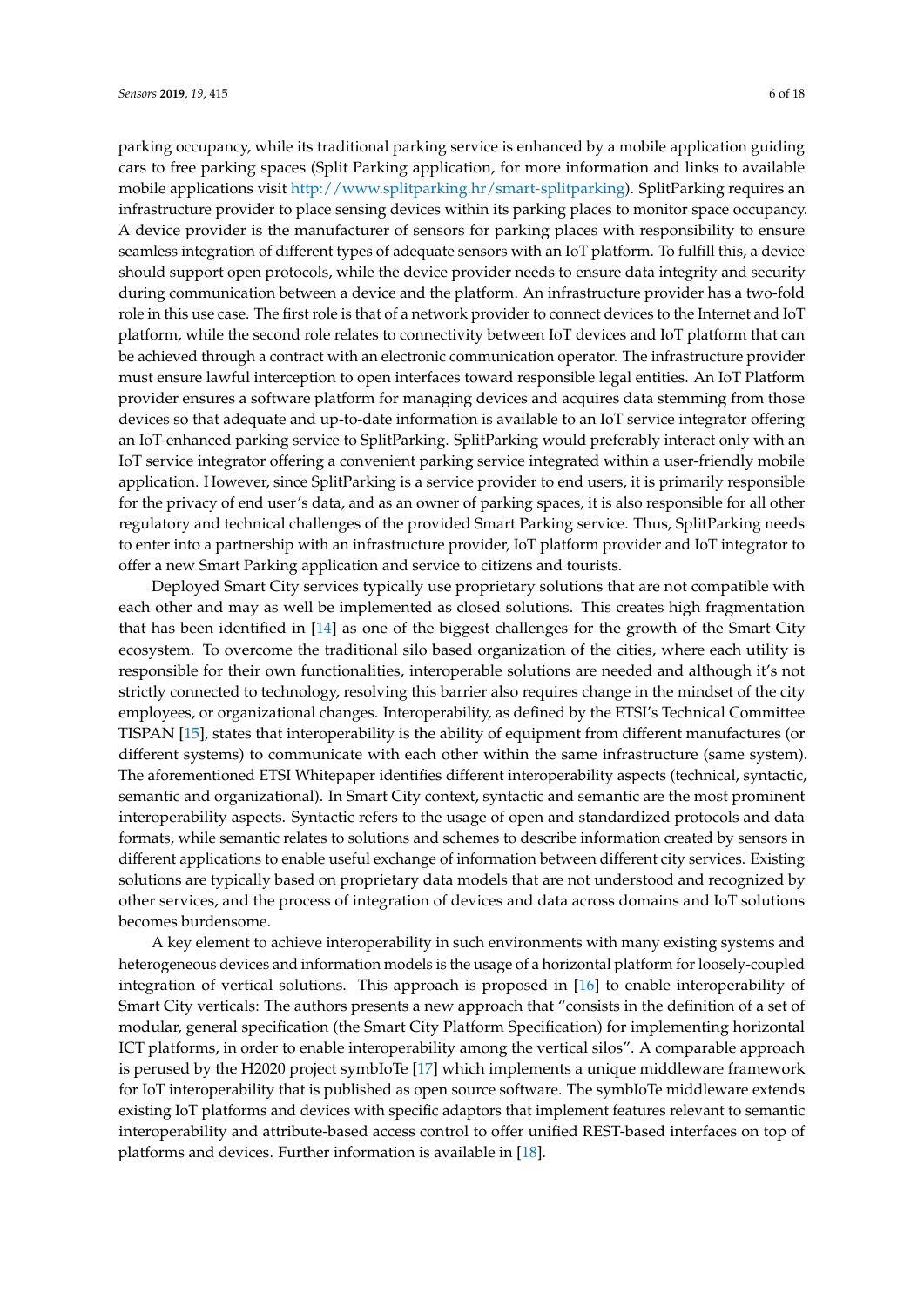parking occupancy, while its traditional parking service is enhanced by a mobile application guiding cars to free parking spaces (Split Parking application, for more information and links to available mobile applications visit http://www.splitparking.hr/smart-splitparking). SplitParking requires an infrastructure provider to place sensing devices within its parking places to monitor space occupancy. A device provider is the manufacturer of sensors for parking places with responsibility to ensure seamless integration of different types of adequate sensors with an IoT platform. To fulfill this, a device should support open protocols, while the device provider needs to ensure data integrity and security during communication between a device and the platform. An infrastructure provider has a two-fold role in this use case. The first role is that of a network provider to connect devices to the Internet and IoT platform, while the second role relates to connectivity between IoT devices and IoT platform that can be achieved through a contract with an electronic communication operator. The infrastructure provider must ensure lawful interception to open interfaces toward responsible legal entities. An IoT Platform provider ensures a software platform for managing devices and acquires data stemming from those devices so that adequate and up-to-date information is available to an IoT service integrator offering an IoT-enhanced parking service to SplitParking. SplitParking would preferably interact only with an IoT service integrator offering a convenient parking service integrated within a user-friendly mobile application. However, since SplitParking is a service provider to end users, it is primarily responsible for the privacy of end user's data, and as an owner of parking spaces, it is also responsible for all other regulatory and technical challenges of the provided Smart Parking service. Thus, SplitParking needs to enter into a partnership with an infrastructure provider, IoT platform provider and IoT integrator to offer a new Smart Parking application and service to citizens and tourists.

Deployed Smart City services typically use proprietary solutions that are not compatible with each other and may as well be implemented as closed solutions. This creates high fragmentation that has been identified in [14] as one of the biggest challenges for the growth of the Smart City ecosystem. To overcome the traditional silo based organization of the cities, where each utility is responsible for their own functionalities, interoperable solutions are needed and although it's not strictly connected to technology, resolving this barrier also requires change in the mindset of the city employees, or organizational changes. Interoperability, as defined by the ETSI's Technical Committee TISPAN [15], states that interoperability is the ability of equipment from different manufactures (or different systems) to communicate with each other within the same infrastructure (same system). The aforementioned ETSI Whitepaper identifies different interoperability aspects (technical, syntactic, semantic and organizational). In Smart City context, syntactic and semantic are the most prominent interoperability aspects. Syntactic refers to the usage of open and standardized protocols and data formats, while semantic relates to solutions and schemes to describe information created by sensors in different applications to enable useful exchange of information between different city services. Existing solutions are typically based on proprietary data models that are not understood and recognized by other services, and the process of integration of devices and data across domains and IoT solutions becomes burdensome.

A key element to achieve interoperability in such environments with many existing systems and heterogeneous devices and information models is the usage of a horizontal platform for loosely-coupled integration of vertical solutions. This approach is proposed in [16] to enable interoperability of Smart City verticals: The authors presents a new approach that "consists in the definition of a set of modular, general specification (the Smart City Platform Specification) for implementing horizontal ICT platforms, in order to enable interoperability among the vertical silos". A comparable approach is perused by the H2020 project symbIoTe [17] which implements a unique middleware framework for IoT interoperability that is published as open source software. The symbIoTe middleware extends existing IoT platforms and devices with specific adaptors that implement features relevant to semantic interoperability and attribute-based access control to offer unified REST-based interfaces on top of platforms and devices. Further information is available in [18].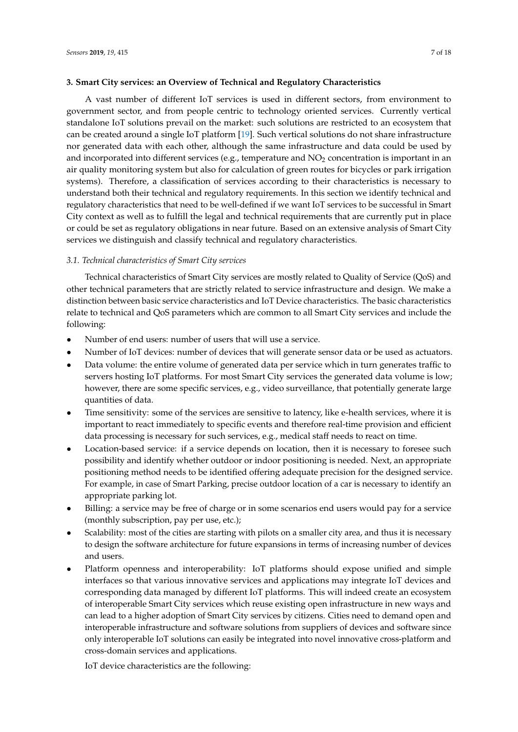## 3. Smart City services: an Overview of Technical and Regulatory Characteristics

A vast number of different IoT services is used in different sectors, from environment to government sector, and from people centric to technology oriented services. Currently vertical standalone IoT solutions prevail on the market: such solutions are restricted to an ecosystem that can be created around a single IoT platform [19]. Such vertical solutions do not share infrastructure nor generated data with each other, although the same infrastructure and data could be used by and incorporated into different services (e.g., temperature and $NO_2$ concentration is important in an air quality monitoring system but also for calculation of green routes for bicycles or park irrigation systems). Therefore, a classification of services according to their characteristics is necessary to understand both their technical and regulatory requirements. In this section we identify technical and regulatory characteristics that need to be well-defined if we want IoT services to be successful in Smart City context as well as to fulfill the legal and technical requirements that are currently put in place or could be set as regulatory obligations in near future. Based on an extensive analysis of Smart City services we distinguish and classify technical and regulatory characteristics.

### *3.1. Technical characteristics of Smart City services*

Technical characteristics of Smart City services are mostly related to Quality of Service (QoS) and other technical parameters that are strictly related to service infrastructure and design. We make a distinction between basic service characteristics and IoT Device characteristics. The basic characteristics relate to technical and QoS parameters which are common to all Smart City services and include the following:

- Number of end users: number of users that will use a service.
- Number of IoT devices: number of devices that will generate sensor data or be used as actuators.
- Data volume: the entire volume of generated data per service which in turn generates traffic to servers hosting IoT platforms. For most Smart City services the generated data volume is low; however, there are some specific services, e.g., video surveillance, that potentially generate large quantities of data.
- Time sensitivity: some of the services are sensitive to latency, like e-health services, where it is important to react immediately to specific events and therefore real-time provision and efficient data processing is necessary for such services, e.g., medical staff needs to react on time.
- Location-based service: if a service depends on location, then it is necessary to foresee such possibility and identify whether outdoor or indoor positioning is needed. Next, an appropriate positioning method needs to be identified offering adequate precision for the designed service. For example, in case of Smart Parking, precise outdoor location of a car is necessary to identify an appropriate parking lot.
- Billing: a service may be free of charge or in some scenarios end users would pay for a service (monthly subscription, pay per use, etc.);
- Scalability: most of the cities are starting with pilots on a smaller city area, and thus it is necessary to design the software architecture for future expansions in terms of increasing number of devices and users.
- Platform openness and interoperability: IoT platforms should expose unified and simple interfaces so that various innovative services and applications may integrate IoT devices and corresponding data managed by different IoT platforms. This will indeed create an ecosystem of interoperable Smart City services which reuse existing open infrastructure in new ways and can lead to a higher adoption of Smart City services by citizens. Cities need to demand open and interoperable infrastructure and software solutions from suppliers of devices and software since only interoperable IoT solutions can easily be integrated into novel innovative cross-platform and cross-domain services and applications.

IoT device characteristics are the following: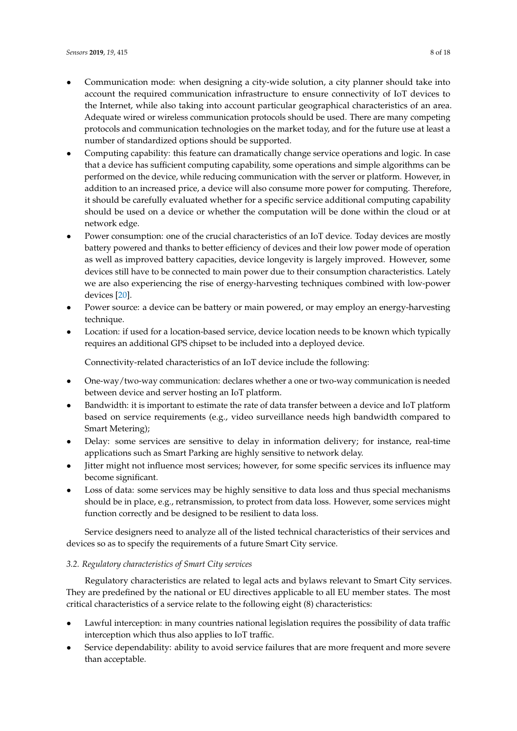- Communication mode: when designing a city-wide solution, a city planner should take into account the required communication infrastructure to ensure connectivity of IoT devices to the Internet, while also taking into account particular geographical characteristics of an area. Adequate wired or wireless communication protocols should be used. There are many competing protocols and communication technologies on the market today, and for the future use at least a number of standardized options should be supported.
- Computing capability: this feature can dramatically change service operations and logic. In case that a device has sufficient computing capability, some operations and simple algorithms can be performed on the device, while reducing communication with the server or platform. However, in addition to an increased price, a device will also consume more power for computing. Therefore, it should be carefully evaluated whether for a specific service additional computing capability should be used on a device or whether the computation will be done within the cloud or at network edge.
- Power consumption: one of the crucial characteristics of an IoT device. Today devices are mostly battery powered and thanks to better efficiency of devices and their low power mode of operation as well as improved battery capacities, device longevity is largely improved. However, some devices still have to be connected to main power due to their consumption characteristics. Lately we are also experiencing the rise of energy-harvesting techniques combined with low-power devices [20].
- Power source: a device can be battery or main powered, or may employ an energy-harvesting technique.
- Location: if used for a location-based service, device location needs to be known which typically requires an additional GPS chipset to be included into a deployed device.

Connectivity-related characteristics of an IoT device include the following:

- One-way/two-way communication: declares whether a one or two-way communication is needed between device and server hosting an IoT platform.
- Bandwidth: it is important to estimate the rate of data transfer between a device and IoT platform based on service requirements (e.g., video surveillance needs high bandwidth compared to Smart Metering);
- Delay: some services are sensitive to delay in information delivery; for instance, real-time applications such as Smart Parking are highly sensitive to network delay.
- Jitter might not influence most services; however, for some specific services its influence may become significant.
- Loss of data: some services may be highly sensitive to data loss and thus special mechanisms should be in place, e.g., retransmission, to protect from data loss. However, some services might function correctly and be designed to be resilient to data loss.

Service designers need to analyze all of the listed technical characteristics of their services and devices so as to specify the requirements of a future Smart City service.

### *3.2. Regulatory characteristics of Smart City services*

Regulatory characteristics are related to legal acts and bylaws relevant to Smart City services. They are predefined by the national or EU directives applicable to all EU member states. The most critical characteristics of a service relate to the following eight (8) characteristics:

- Lawful interception: in many countries national legislation requires the possibility of data traffic interception which thus also applies to IoT traffic.
- Service dependability: ability to avoid service failures that are more frequent and more severe than acceptable.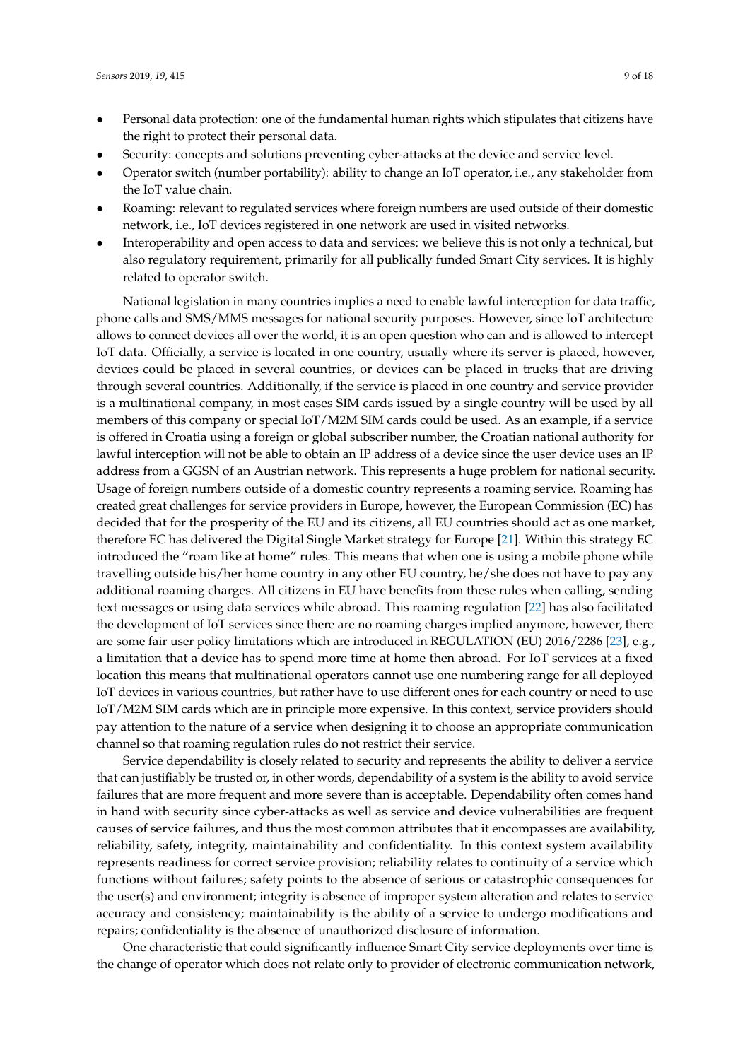- Personal data protection: one of the fundamental human rights which stipulates that citizens have the right to protect their personal data.
- Security: concepts and solutions preventing cyber-attacks at the device and service level.
- Operator switch (number portability): ability to change an IoT operator, i.e., any stakeholder from the IoT value chain.
- Roaming: relevant to regulated services where foreign numbers are used outside of their domestic network, i.e., IoT devices registered in one network are used in visited networks.
- Interoperability and open access to data and services: we believe this is not only a technical, but also regulatory requirement, primarily for all publically funded Smart City services. It is highly related to operator switch.

National legislation in many countries implies a need to enable lawful interception for data traffic, phone calls and SMS/MMS messages for national security purposes. However, since IoT architecture allows to connect devices all over the world, it is an open question who can and is allowed to intercept IoT data. Officially, a service is located in one country, usually where its server is placed, however, devices could be placed in several countries, or devices can be placed in trucks that are driving through several countries. Additionally, if the service is placed in one country and service provider is a multinational company, in most cases SIM cards issued by a single country will be used by all members of this company or special IoT/M2M SIM cards could be used. As an example, if a service is offered in Croatia using a foreign or global subscriber number, the Croatian national authority for lawful interception will not be able to obtain an IP address of a device since the user device uses an IP address from a GGSN of an Austrian network. This represents a huge problem for national security. Usage of foreign numbers outside of a domestic country represents a roaming service. Roaming has created great challenges for service providers in Europe, however, the European Commission (EC) has decided that for the prosperity of the EU and its citizens, all EU countries should act as one market, therefore EC has delivered the Digital Single Market strategy for Europe [21]. Within this strategy EC introduced the "roam like at home" rules. This means that when one is using a mobile phone while travelling outside his/her home country in any other EU country, he/she does not have to pay any additional roaming charges. All citizens in EU have benefits from these rules when calling, sending text messages or using data services while abroad. This roaming regulation [22] has also facilitated the development of IoT services since there are no roaming charges implied anymore, however, there are some fair user policy limitations which are introduced in REGULATION (EU) 2016/2286 [23], e.g., a limitation that a device has to spend more time at home then abroad. For IoT services at a fixed location this means that multinational operators cannot use one numbering range for all deployed IoT devices in various countries, but rather have to use different ones for each country or need to use IoT/M2M SIM cards which are in principle more expensive. In this context, service providers should pay attention to the nature of a service when designing it to choose an appropriate communication channel so that roaming regulation rules do not restrict their service.

Service dependability is closely related to security and represents the ability to deliver a service that can justifiably be trusted or, in other words, dependability of a system is the ability to avoid service failures that are more frequent and more severe than is acceptable. Dependability often comes hand in hand with security since cyber-attacks as well as service and device vulnerabilities are frequent causes of service failures, and thus the most common attributes that it encompasses are availability, reliability, safety, integrity, maintainability and confidentiality. In this context system availability represents readiness for correct service provision; reliability relates to continuity of a service which functions without failures; safety points to the absence of serious or catastrophic consequences for the user(s) and environment; integrity is absence of improper system alteration and relates to service accuracy and consistency; maintainability is the ability of a service to undergo modifications and repairs; confidentiality is the absence of unauthorized disclosure of information.

One characteristic that could significantly influence Smart City service deployments over time is the change of operator which does not relate only to provider of electronic communication network,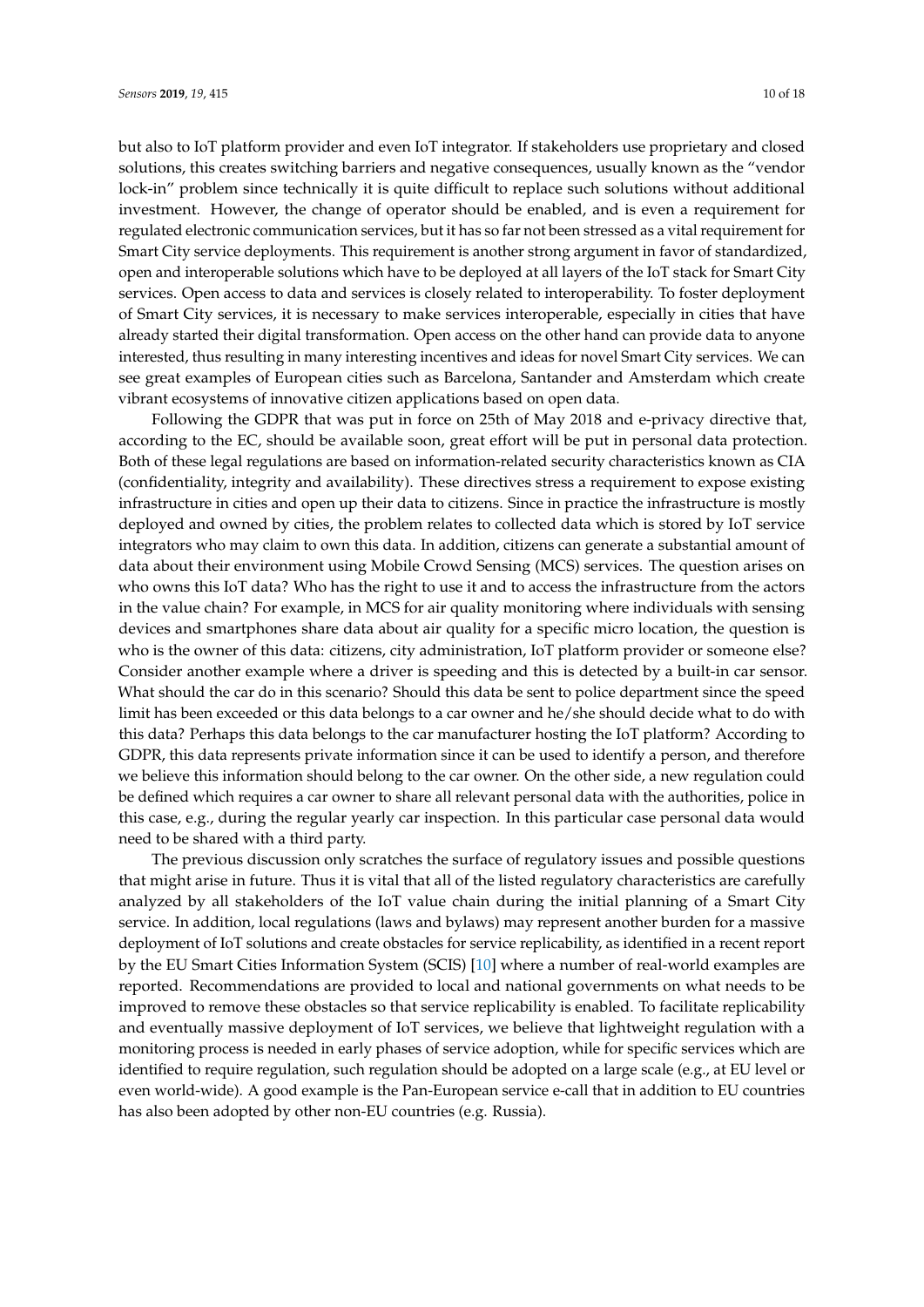but also to IoT platform provider and even IoT integrator. If stakeholders use proprietary and closed solutions, this creates switching barriers and negative consequences, usually known as the "vendor lock-in" problem since technically it is quite difficult to replace such solutions without additional investment. However, the change of operator should be enabled, and is even a requirement for regulated electronic communication services, but it has so far not been stressed as a vital requirement for Smart City service deployments. This requirement is another strong argument in favor of standardized, open and interoperable solutions which have to be deployed at all layers of the IoT stack for Smart City services. Open access to data and services is closely related to interoperability. To foster deployment of Smart City services, it is necessary to make services interoperable, especially in cities that have already started their digital transformation. Open access on the other hand can provide data to anyone interested, thus resulting in many interesting incentives and ideas for novel Smart City services. We can see great examples of European cities such as Barcelona, Santander and Amsterdam which create vibrant ecosystems of innovative citizen applications based on open data.

Following the GDPR that was put in force on 25th of May 2018 and e-privacy directive that, according to the EC, should be available soon, great effort will be put in personal data protection. Both of these legal regulations are based on information-related security characteristics known as CIA (confidentiality, integrity and availability). These directives stress a requirement to expose existing infrastructure in cities and open up their data to citizens. Since in practice the infrastructure is mostly deployed and owned by cities, the problem relates to collected data which is stored by IoT service integrators who may claim to own this data. In addition, citizens can generate a substantial amount of data about their environment using Mobile Crowd Sensing (MCS) services. The question arises on who owns this IoT data? Who has the right to use it and to access the infrastructure from the actors in the value chain? For example, in MCS for air quality monitoring where individuals with sensing devices and smartphones share data about air quality for a specific micro location, the question is who is the owner of this data: citizens, city administration, IoT platform provider or someone else? Consider another example where a driver is speeding and this is detected by a built-in car sensor. What should the car do in this scenario? Should this data be sent to police department since the speed limit has been exceeded or this data belongs to a car owner and he/she should decide what to do with this data? Perhaps this data belongs to the car manufacturer hosting the IoT platform? According to GDPR, this data represents private information since it can be used to identify a person, and therefore we believe this information should belong to the car owner. On the other side, a new regulation could be defined which requires a car owner to share all relevant personal data with the authorities, police in this case, e.g., during the regular yearly car inspection. In this particular case personal data would need to be shared with a third party.

The previous discussion only scratches the surface of regulatory issues and possible questions that might arise in future. Thus it is vital that all of the listed regulatory characteristics are carefully analyzed by all stakeholders of the IoT value chain during the initial planning of a Smart City service. In addition, local regulations (laws and bylaws) may represent another burden for a massive deployment of IoT solutions and create obstacles for service replicability, as identified in a recent report by the EU Smart Cities Information System (SCIS) [10] where a number of real-world examples are reported. Recommendations are provided to local and national governments on what needs to be improved to remove these obstacles so that service replicability is enabled. To facilitate replicability and eventually massive deployment of IoT services, we believe that lightweight regulation with a monitoring process is needed in early phases of service adoption, while for specific services which are identified to require regulation, such regulation should be adopted on a large scale (e.g., at EU level or even world-wide). A good example is the Pan-European service e-call that in addition to EU countries has also been adopted by other non-EU countries (e.g. Russia).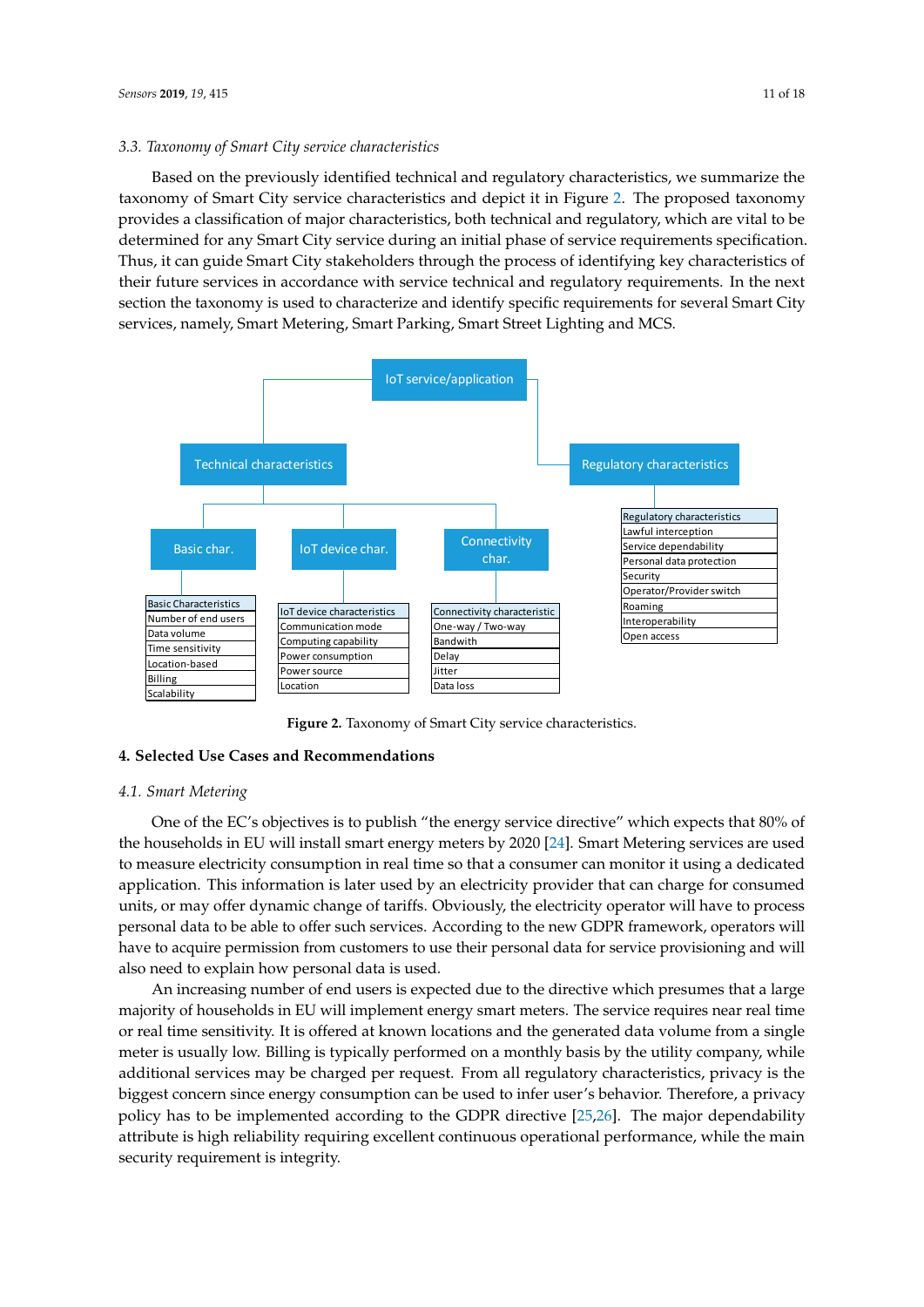### 3.3. Taxonomy of Smart City service characteristics

Based on the previously identified technical and regulatory characteristics, we summarize the taxonomy of Smart City service characteristics and depict it in Figure 2. The proposed taxonomy provides a classification of major characteristics, both technical and regulatory, which are vital to be determined for any Smart City service during an initial phase of service requirements specification. Thus, it can guide Smart City stakeholders through the process of identifying key characteristics of their future services in accordance with service technical and regulatory requirements. In the next section the taxonomy is used to characterize and identify specific requirements for several Smart City services, namely, Smart Metering, Smart Parking, Smart Street Lighting and MCS.

IoT service/application

Technical characteristics

Regulatory characteristics

Basic char.

IoT device char.

Connectivity char.

Basic Characteristics
Number of end users
Data volume
Time sensitivity
Location-based
Billing
Scalability

IoT device characteristics
Communication mode
Computing capability
Power consumption
Power source
Location

Connectivity characteristic
One-way / Two-way
Bandwith
Delay
Jitter
Data loss

Regulatory characteristics
Lawful interception
Service dependability
Personal data protection
Security
Operator/Provider switch
Roaming
Interoperability
Open access

**Figure 2.** Taxonomy of Smart City service characteristics.

## 4. Selected Use Cases and Recommendations

### 4.1. Smart Metering

One of the EC's objectives is to publish "the energy service directive" which expects that 80% of the households in EU will install smart energy meters by 2020 [24]. Smart Metering services are used to measure electricity consumption in real time so that a consumer can monitor it using a dedicated application. This information is later used by an electricity provider that can charge for consumed units, or may offer dynamic change of tariffs. Obviously, the electricity operator will have to process personal data to be able to offer such services. According to the new GDPR framework, operators will have to acquire permission from customers to use their personal data for service provisioning and will also need to explain how personal data is used.

An increasing number of end users is expected due to the directive which presumes that a large majority of households in EU will implement energy smart meters. The service requires near real time or real time sensitivity. It is offered at known locations and the generated data volume from a single meter is usually low. Billing is typically performed on a monthly basis by the utility company, while additional services may be charged per request. From all regulatory characteristics, privacy is the biggest concern since energy consumption can be used to infer user's behavior. Therefore, a privacy policy has to be implemented according to the GDPR directive [25,26]. The major dependability attribute is high reliability requiring excellent continuous operational performance, while the main security requirement is integrity.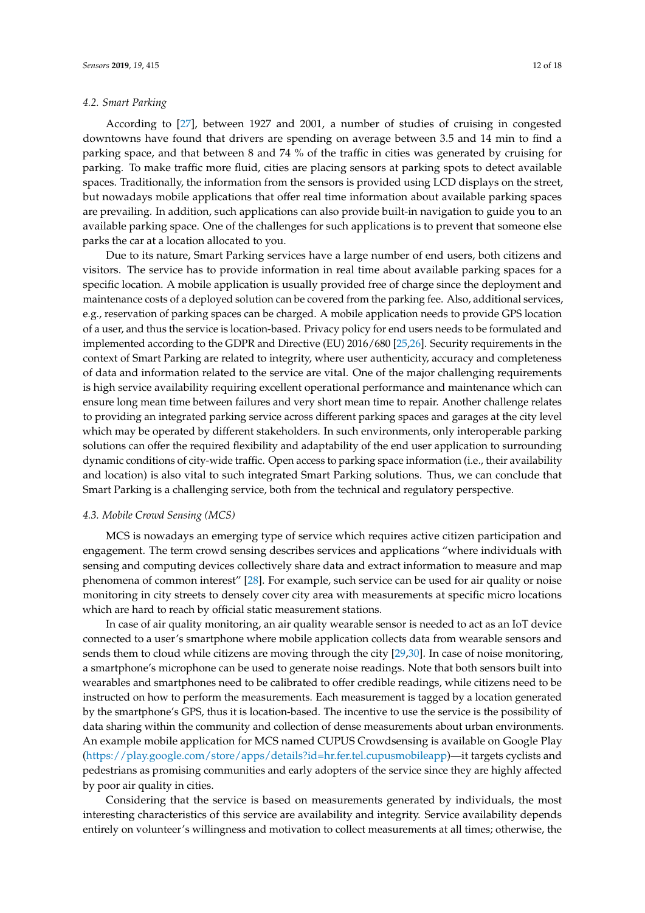### 4.2. Smart Parking

According to [27], between 1927 and 2001, a number of studies of cruising in congested downtowns have found that drivers are spending on average between 3.5 and 14 min to find a parking space, and that between 8 and 74 % of the traffic in cities was generated by cruising for parking. To make traffic more fluid, cities are placing sensors at parking spots to detect available spaces. Traditionally, the information from the sensors is provided using LCD displays on the street, but nowadays mobile applications that offer real time information about available parking spaces are prevailing. In addition, such applications can also provide built-in navigation to guide you to an available parking space. One of the challenges for such applications is to prevent that someone else parks the car at a location allocated to you.

Due to its nature, Smart Parking services have a large number of end users, both citizens and visitors. The service has to provide information in real time about available parking spaces for a specific location. A mobile application is usually provided free of charge since the deployment and maintenance costs of a deployed solution can be covered from the parking fee. Also, additional services, e.g., reservation of parking spaces can be charged. A mobile application needs to provide GPS location of a user, and thus the service is location-based. Privacy policy for end users needs to be formulated and implemented according to the GDPR and Directive (EU) 2016/680 [25,26]. Security requirements in the context of Smart Parking are related to integrity, where user authenticity, accuracy and completeness of data and information related to the service are vital. One of the major challenging requirements is high service availability requiring excellent operational performance and maintenance which can ensure long mean time between failures and very short mean time to repair. Another challenge relates to providing an integrated parking service across different parking spaces and garages at the city level which may be operated by different stakeholders. In such environments, only interoperable parking solutions can offer the required flexibility and adaptability of the end user application to surrounding dynamic conditions of city-wide traffic. Open access to parking space information (i.e., their availability and location) is also vital to such integrated Smart Parking solutions. Thus, we can conclude that Smart Parking is a challenging service, both from the technical and regulatory perspective.

### 4.3. Mobile Crowd Sensing (MCS)

MCS is nowadays an emerging type of service which requires active citizen participation and engagement. The term crowd sensing describes services and applications "where individuals with sensing and computing devices collectively share data and extract information to measure and map phenomena of common interest" [28]. For example, such service can be used for air quality or noise monitoring in city streets to densely cover city area with measurements at specific micro locations which are hard to reach by official static measurement stations.

In case of air quality monitoring, an air quality wearable sensor is needed to act as an IoT device connected to a user's smartphone where mobile application collects data from wearable sensors and sends them to cloud while citizens are moving through the city [29,30]. In case of noise monitoring, a smartphone's microphone can be used to generate noise readings. Note that both sensors built into wearables and smartphones need to be calibrated to offer credible readings, while citizens need to be instructed on how to perform the measurements. Each measurement is tagged by a location generated by the smartphone's GPS, thus it is location-based. The incentive to use the service is the possibility of data sharing within the community and collection of dense measurements about urban environments. An example mobile application for MCS named CUPUS Crowdsensing is available on Google Play (https://play.google.com/store/apps/details?id=hr.fer.tel.cupusmobileapp)—it targets cyclists and pedestrians as promising communities and early adopters of the service since they are highly affected by poor air quality in cities.

Considering that the service is based on measurements generated by individuals, the most interesting characteristics of this service are availability and integrity. Service availability depends entirely on volunteer's willingness and motivation to collect measurements at all times; otherwise, the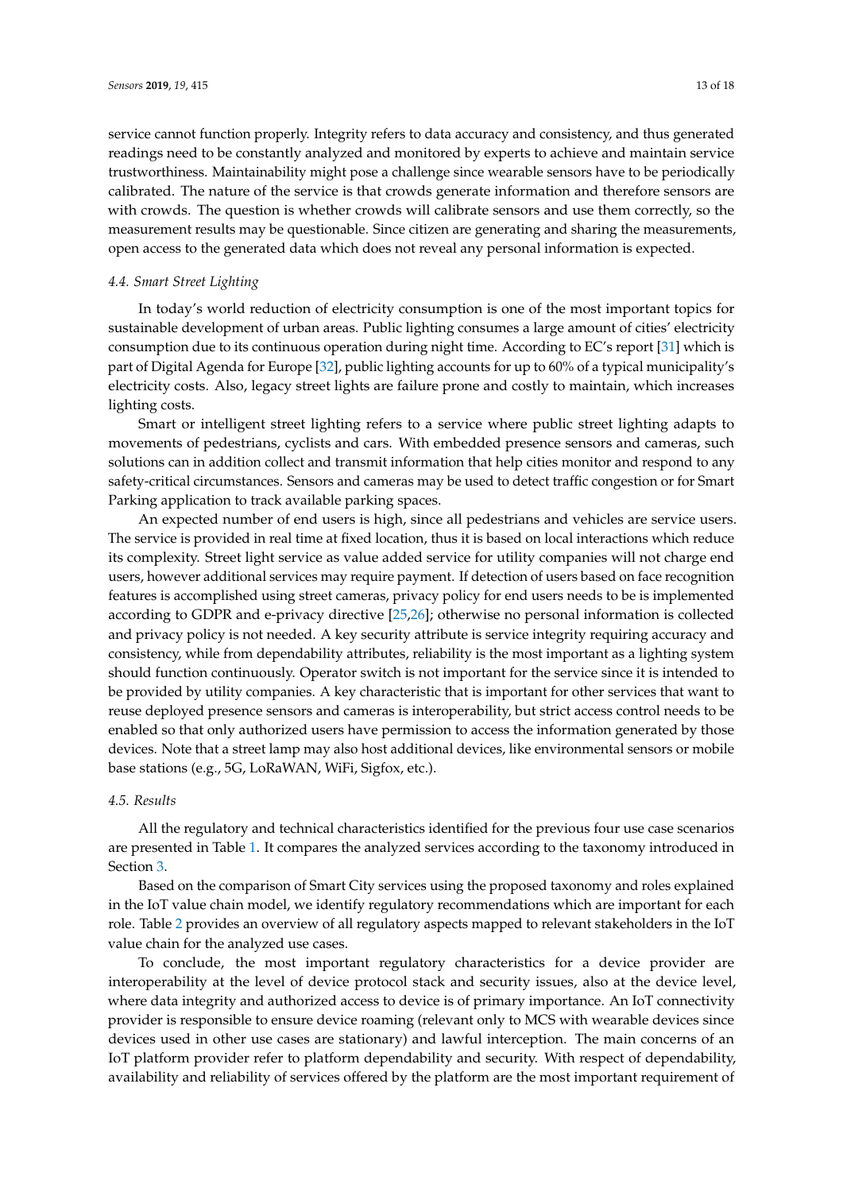service cannot function properly. Integrity refers to data accuracy and consistency, and thus generated readings need to be constantly analyzed and monitored by experts to achieve and maintain service trustworthiness. Maintainability might pose a challenge since wearable sensors have to be periodically calibrated. The nature of the service is that crowds generate information and therefore sensors are with crowds. The question is whether crowds will calibrate sensors and use them correctly, so the measurement results may be questionable. Since citizen are generating and sharing the measurements, open access to the generated data which does not reveal any personal information is expected.

### *4.4. Smart Street Lighting*

In today's world reduction of electricity consumption is one of the most important topics for sustainable development of urban areas. Public lighting consumes a large amount of cities' electricity consumption due to its continuous operation during night time. According to EC's report [31] which is part of Digital Agenda for Europe [32], public lighting accounts for up to 60% of a typical municipality's electricity costs. Also, legacy street lights are failure prone and costly to maintain, which increases lighting costs.

Smart or intelligent street lighting refers to a service where public street lighting adapts to movements of pedestrians, cyclists and cars. With embedded presence sensors and cameras, such solutions can in addition collect and transmit information that help cities monitor and respond to any safety-critical circumstances. Sensors and cameras may be used to detect traffic congestion or for Smart Parking application to track available parking spaces.

An expected number of end users is high, since all pedestrians and vehicles are service users. The service is provided in real time at fixed location, thus it is based on local interactions which reduce its complexity. Street light service as value added service for utility companies will not charge end users, however additional services may require payment. If detection of users based on face recognition features is accomplished using street cameras, privacy policy for end users needs to be is implemented according to GDPR and e-privacy directive [25,26]; otherwise no personal information is collected and privacy policy is not needed. A key security attribute is service integrity requiring accuracy and consistency, while from dependability attributes, reliability is the most important as a lighting system should function continuously. Operator switch is not important for the service since it is intended to be provided by utility companies. A key characteristic that is important for other services that want to reuse deployed presence sensors and cameras is interoperability, but strict access control needs to be enabled so that only authorized users have permission to access the information generated by those devices. Note that a street lamp may also host additional devices, like environmental sensors or mobile base stations (e.g., 5G, LoRaWAN, WiFi, Sigfox, etc.).

### *4.5. Results*

All the regulatory and technical characteristics identified for the previous four use case scenarios are presented in Table 1. It compares the analyzed services according to the taxonomy introduced in Section 3.

Based on the comparison of Smart City services using the proposed taxonomy and roles explained in the IoT value chain model, we identify regulatory recommendations which are important for each role. Table 2 provides an overview of all regulatory aspects mapped to relevant stakeholders in the IoT value chain for the analyzed use cases.

To conclude, the most important regulatory characteristics for a device provider are interoperability at the level of device protocol stack and security issues, also at the device level, where data integrity and authorized access to device is of primary importance. An IoT connectivity provider is responsible to ensure device roaming (relevant only to MCS with wearable devices since devices used in other use cases are stationary) and lawful interception. The main concerns of an IoT platform provider refer to platform dependability and security. With respect of dependability, availability and reliability of services offered by the platform are the most important requirement of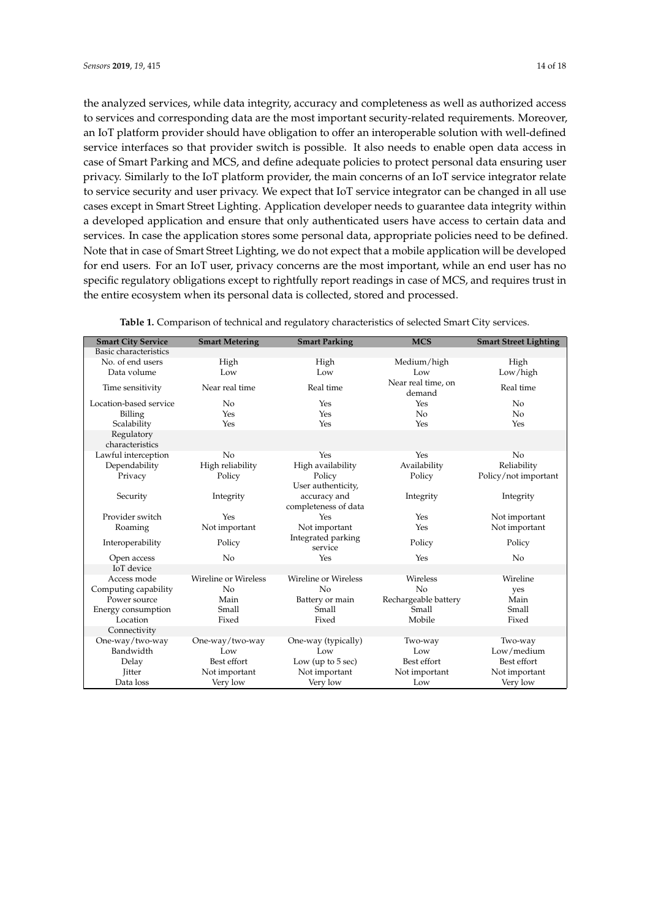the analyzed services, while data integrity, accuracy and completeness as well as authorized access to services and corresponding data are the most important security-related requirements. Moreover, an IoT platform provider should have obligation to offer an interoperable solution with well-defined service interfaces so that provider switch is possible. It also needs to enable open data access in case of Smart Parking and MCS, and define adequate policies to protect personal data ensuring user privacy. Similarly to the IoT platform provider, the main concerns of an IoT service integrator relate to service security and user privacy. We expect that IoT service integrator can be changed in all use cases except in Smart Street Lighting. Application developer needs to guarantee data integrity within a developed application and ensure that only authenticated users have access to certain data and services. In case the application stores some personal data, appropriate policies need to be defined. Note that in case of Smart Street Lighting, we do not expect that a mobile application will be developed for end users. For an IoT user, privacy concerns are the most important, while an end user has no specific regulatory obligations except to rightfully report readings in case of MCS, and requires trust in the entire ecosystem when its personal data is collected, stored and processed.

**Table 1.** Comparison of technical and regulatory characteristics of selected Smart City services.

| Smart City Service | Smart Metering | Smart Parking | MCS | Smart Street Lighting |
|---|---|---|---|---|
| Basic characteristics | | | | |
| No. of end users | High | High | Medium/high | High |
| Data volume | Low | Low | Low | Low/high |
| Time sensitivity | Near real time | Real time | Near real time, on demand | Real time |
| Location-based service | No | Yes | Yes | No |
| Billing | Yes | Yes | No | No |
| Scalability | Yes | Yes | Yes | Yes |
| Regulatory characteristics | | | | |
| Lawful interception | No | Yes | Yes | No |
| Dependability | High reliability | High availability | Availability | Reliability |
| Privacy | Policy | Policy | Policy | Policy/not important |
| Security | Integrity | User authenticity, accuracy and completeness of data | Integrity | Integrity |
| Provider switch | Yes | Yes | Yes | Not important |
| Roaming | Not important | Not important | Yes | Not important |
| Interoperability | Policy | Integrated parking service | Policy | Policy |
| Open access | No | Yes | Yes | No |
| IoT device | | | | |
| Access mode | Wireline or Wireless | Wireline or Wireless | Wireless | Wireline |
| Computing capability | No | No | No | yes |
| Power source | Main | Battery or main | Rechargeable battery | Main |
| Energy consumption | Small | Small | Small | Small |
| Location | Fixed | Fixed | Mobile | Fixed |
| Connectivity | | | | |
| One-way/two-way | One-way/two-way | One-way (typically) | Two-way | Two-way |
| Bandwidth | Low | Low | Low | Low/medium |
| Delay | Best effort | Low (up to 5 sec) | Best effort | Best effort |
| Jitter | Not important | Not important | Not important | Not important |
| Data loss | Very low | Very low | Low | Very low |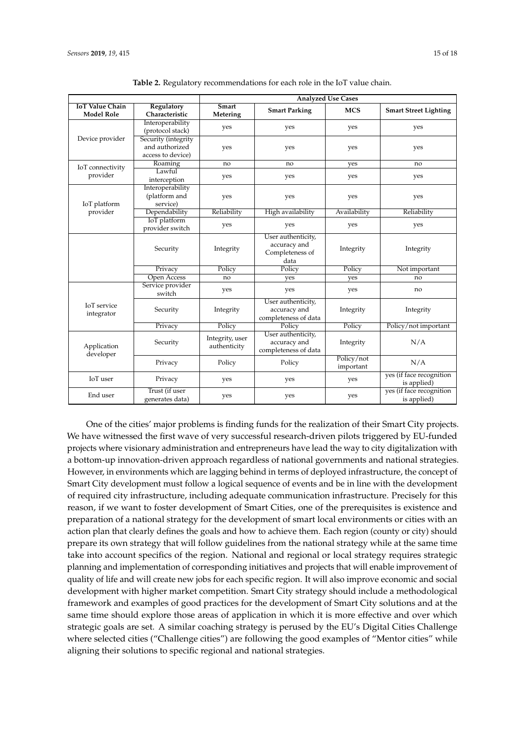**Table 2.** Regulatory recommendations for each role in the IoT value chain.

| | | Analyzed Use Cases | | | |
|---|---|---|---|---|---|
| **IoT Value Chain Model Role** | **Regulatory Characteristic** | **Smart Metering** | **Smart Parking** | **MCS** | **Smart Street Lighting** |
| Device provider | Interoperability (protocol stack) | yes | yes | yes | yes |
| | Security (integrity and authorized access to device) | yes | yes | yes | yes |
| IoT connectivity provider | Roaming | no | no | yes | no |
| | Lawful interception | yes | yes | yes | yes |
| IoT platform provider | Interoperability (platform and service) | yes | yes | yes | yes |
| | Dependability | Reliability | High availability | Availability | Reliability |
| | IoT platform provider switch | yes | yes | yes | yes |
| | Security | Integrity | User authenticity, accuracy and Completeness of data | Integrity | Integrity |
| | Privacy | Policy | Policy | Policy | Not important |
| | Open Access | no | yes | yes | no |
| IoT service integrator | Service provider switch | yes | yes | yes | no |
| | Security | Integrity | User authenticity, accuracy and completeness of data | Integrity | Integrity |
| | Privacy | Policy | Policy | Policy | Policy/not important |
| Application developer | Security | Integrity, user authenticity | User authenticity, accuracy and completeness of data | Integrity | N/A |
| | Privacy | Policy | Policy | Policy/not important | N/A |
| IoT user | Privacy | yes | yes | yes | yes (if face recognition is applied) |
| End user | Trust (if user generates data) | yes | yes | yes | yes (if face recognition is applied) |

One of the cities' major problems is finding funds for the realization of their Smart City projects. We have witnessed the first wave of very successful research-driven pilots triggered by EU-funded projects where visionary administration and entrepreneurs have lead the way to city digitalization with a bottom-up innovation-driven approach regardless of national governments and national strategies. However, in environments which are lagging behind in terms of deployed infrastructure, the concept of Smart City development must follow a logical sequence of events and be in line with the development of required city infrastructure, including adequate communication infrastructure. Precisely for this reason, if we want to foster development of Smart Cities, one of the prerequisites is existence and preparation of a national strategy for the development of smart local environments or cities with an action plan that clearly defines the goals and how to achieve them. Each region (county or city) should prepare its own strategy that will follow guidelines from the national strategy while at the same time take into account specifics of the region. National and regional or local strategy requires strategic planning and implementation of corresponding initiatives and projects that will enable improvement of quality of life and will create new jobs for each specific region. It will also improve economic and social development with higher market competition. Smart City strategy should include a methodological framework and examples of good practices for the development of Smart City solutions and at the same time should explore those areas of application in which it is more effective and over which strategic goals are set. A similar coaching strategy is perused by the EU's Digital Cities Challenge where selected cities ("Challenge cities") are following the good examples of "Mentor cities" while aligning their solutions to specific regional and national strategies.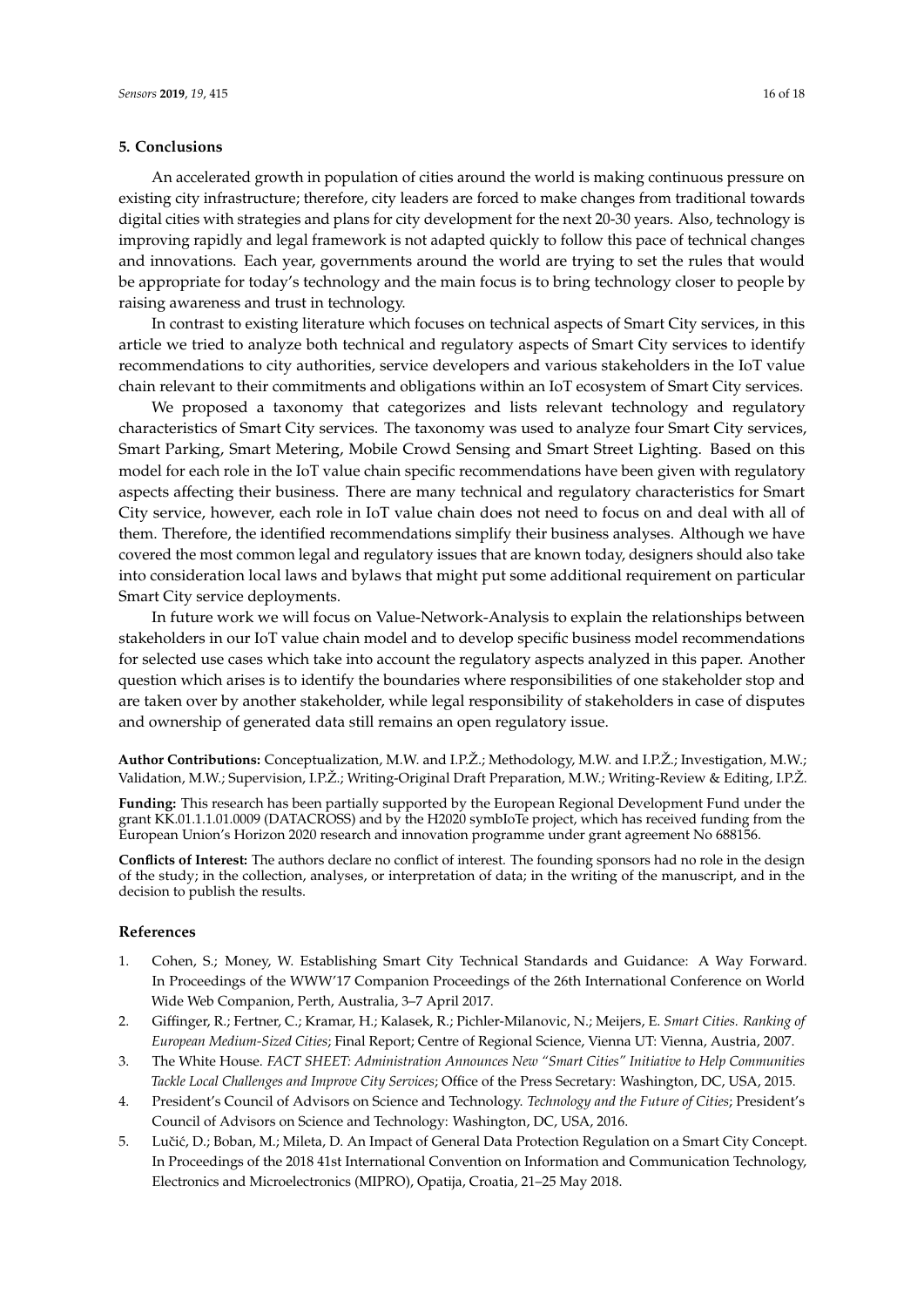## 5. Conclusions

An accelerated growth in population of cities around the world is making continuous pressure on existing city infrastructure; therefore, city leaders are forced to make changes from traditional towards digital cities with strategies and plans for city development for the next 20-30 years. Also, technology is improving rapidly and legal framework is not adapted quickly to follow this pace of technical changes and innovations. Each year, governments around the world are trying to set the rules that would be appropriate for today's technology and the main focus is to bring technology closer to people by raising awareness and trust in technology.

In contrast to existing literature which focuses on technical aspects of Smart City services, in this article we tried to analyze both technical and regulatory aspects of Smart City services to identify recommendations to city authorities, service developers and various stakeholders in the IoT value chain relevant to their commitments and obligations within an IoT ecosystem of Smart City services.

We proposed a taxonomy that categorizes and lists relevant technology and regulatory characteristics of Smart City services. The taxonomy was used to analyze four Smart City services, Smart Parking, Smart Metering, Mobile Crowd Sensing and Smart Street Lighting. Based on this model for each role in the IoT value chain specific recommendations have been given with regulatory aspects affecting their business. There are many technical and regulatory characteristics for Smart City service, however, each role in IoT value chain does not need to focus on and deal with all of them. Therefore, the identified recommendations simplify their business analyses. Although we have covered the most common legal and regulatory issues that are known today, designers should also take into consideration local laws and bylaws that might put some additional requirement on particular Smart City service deployments.

In future work we will focus on Value-Network-Analysis to explain the relationships between stakeholders in our IoT value chain model and to develop specific business model recommendations for selected use cases which take into account the regulatory aspects analyzed in this paper. Another question which arises is to identify the boundaries where responsibilities of one stakeholder stop and are taken over by another stakeholder, while legal responsibility of stakeholders in case of disputes and ownership of generated data still remains an open regulatory issue.

**Author Contributions:** Conceptualization, M.W. and I.P.Ž.; Methodology, M.W. and I.P.Ž.; Investigation, M.W.; Validation, M.W.; Supervision, I.P.Ž.; Writing-Original Draft Preparation, M.W.; Writing-Review & Editing, I.P.Ž.

**Funding:** This research has been partially supported by the European Regional Development Fund under the grant KK.01.1.1.01.0009 (DATACROSS) and by the H2020 symbIoTe project, which has received funding from the European Union's Horizon 2020 research and innovation programme under grant agreement No 688156.

**Conflicts of Interest:** The authors declare no conflict of interest. The founding sponsors had no role in the design of the study; in the collection, analyses, or interpretation of data; in the writing of the manuscript, and in the decision to publish the results.

## References

1. Cohen, S.; Money, W. Establishing Smart City Technical Standards and Guidance: A Way Forward. In Proceedings of the WWW'17 Companion Proceedings of the 26th International Conference on World Wide Web Companion, Perth, Australia, 3–7 April 2017.
2. Giffinger, R.; Fertner, C.; Kramar, H.; Kalasek, R.; Pichler-Milanovic, N.; Meijers, E. *Smart Cities. Ranking of European Medium-Sized Cities*; Final Report; Centre of Regional Science, Vienna UT: Vienna, Austria, 2007.
3. The White House. *FACT SHEET: Administration Announces New "Smart Cities" Initiative to Help Communities Tackle Local Challenges and Improve City Services*; Office of the Press Secretary: Washington, DC, USA, 2015.
4. President's Council of Advisors on Science and Technology. *Technology and the Future of Cities*; President's Council of Advisors on Science and Technology: Washington, DC, USA, 2016.
5. Lučić, D.; Boban, M.; Mileta, D. An Impact of General Data Protection Regulation on a Smart City Concept. In Proceedings of the 2018 41st International Convention on Information and Communication Technology, Electronics and Microelectronics (MIPRO), Opatija, Croatia, 21–25 May 2018.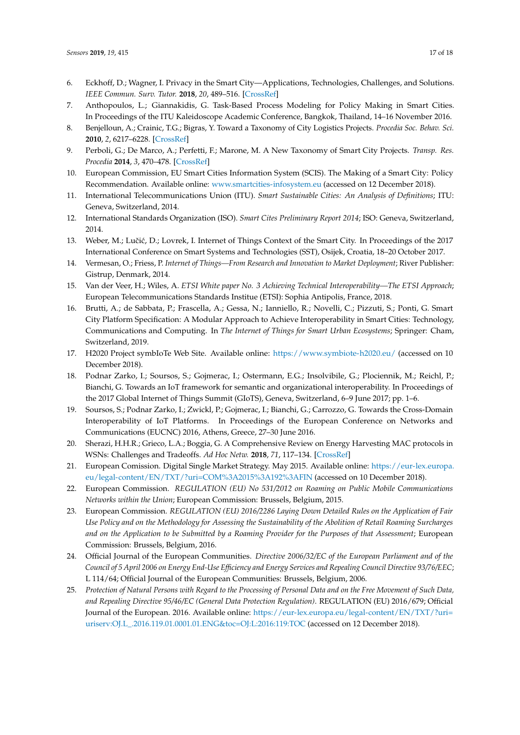6. Eckhoff, D.; Wagner, I. Privacy in the Smart City—Applications, Technologies, Challenges, and Solutions. *IEEE Commun. Surv. Tutor.* **2018**, *20*, 489–516. [CrossRef]
7. Anthopoulos, L.; Giannakidis, G. Task-Based Process Modeling for Policy Making in Smart Cities. In Proceedings of the ITU Kaleidoscope Academic Conference, Bangkok, Thailand, 14–16 November 2016.
8. Benjelloun, A.; Crainic, T.G.; Bigras, Y. Toward a Taxonomy of City Logistics Projects. *Procedia Soc. Behav. Sci.* **2010**, *2*, 6217–6228. [CrossRef]
9. Perboli, G.; De Marco, A.; Perfetti, F.; Marone, M. A New Taxonomy of Smart City Projects. *Transp. Res. Procedia* **2014**, *3*, 470–478. [CrossRef]
10. European Commission, EU Smart Cities Information System (SCIS). The Making of a Smart City: Policy Recommendation. Available online: www.smartcities-infosystem.eu (accessed on 12 December 2018).
11. International Telecommunications Union (ITU). *Smart Sustainable Cities: An Analysis of Definitions*; ITU: Geneva, Switzerland, 2014.
12. International Standards Organization (ISO). *Smart Cites Preliminary Report 2014*; ISO: Geneva, Switzerland, 2014.
13. Weber, M.; Lučić, D.; Lovrek, I. Internet of Things Context of the Smart City. In Proceedings of the 2017 International Conference on Smart Systems and Technologies (SST), Osijek, Croatia, 18–20 October 2017.
14. Vermesan, O.; Friess, P. *Internet of Things—From Research and Innovation to Market Deployment*; River Publisher: Gistrup, Denmark, 2014.
15. Van der Veer, H.; Wiles, A. *ETSI White paper No. 3 Achieving Technical Interoperability—The ETSI Approach*; European Telecommunications Standards Institue (ETSI): Sophia Antipolis, France, 2018.
16. Brutti, A.; de Sabbata, P.; Frascella, A.; Gessa, N.; Ianniello, R.; Novelli, C.; Pizzuti, S.; Ponti, G. Smart City Platform Specification: A Modular Approach to Achieve Interoperability in Smart Cities: Technology, Communications and Computing. In *The Internet of Things for Smart Urban Ecosystems*; Springer: Cham, Switzerland, 2019.
17. H2020 Project symbIoTe Web Site. Available online: https://www.symbiote-h2020.eu/ (accessed on 10 December 2018).
18. Podnar Zarko, I.; Soursos, S.; Gojmerac, I.; Ostermann, E.G.; Insolvibile, G.; Plociennik, M.; Reichl, P.; Bianchi, G. Towards an IoT framework for semantic and organizational interoperability. In Proceedings of the 2017 Global Internet of Things Summit (GIoTS), Geneva, Switzerland, 6–9 June 2017; pp. 1–6.
19. Soursos, S.; Podnar Zarko, I.; Zwickl, P.; Gojmerac, I.; Bianchi, G.; Carrozzo, G. Towards the Cross-Domain Interoperability of IoT Platforms. In Proceedings of the European Conference on Networks and Communications (EUCNC) 2016, Athens, Greece, 27–30 June 2016.
20. Sherazi, H.H.R.; Grieco, L.A.; Boggia, G. A Comprehensive Review on Energy Harvesting MAC protocols in WSNs: Challenges and Tradeoffs. *Ad Hoc Netw.* **2018**, *71*, 117–134. [CrossRef]
21. European Comission. Digital Single Market Strategy. May 2015. Available online: https://eur-lex.europa.eu/legal-content/EN/TXT/?uri=COM%3A2015%3A192%3AFIN (accessed on 10 December 2018).
22. European Commission. *REGULATION (EU) No 531/2012 on Roaming on Public Mobile Communications Networks within the Union*; European Commission: Brussels, Belgium, 2015.
23. European Commission. *REGULATION (EU) 2016/2286 Laying Down Detailed Rules on the Application of Fair Use Policy and on the Methodology for Assessing the Sustainability of the Abolition of Retail Roaming Surcharges and on the Application to be Submitted by a Roaming Provider for the Purposes of that Assessment*; European Commission: Brussels, Belgium, 2016.
24. Official Journal of the European Communities. *Directive 2006/32/EC of the European Parliament and of the Council of 5 April 2006 on Energy End-Use Efficiency and Energy Services and Repealing Council Directive 93/76/EEC*; L 114/64; Official Journal of the European Communities: Brussels, Belgium, 2006.
25. *Protection of Natural Persons with Regard to the Processing of Personal Data and on the Free Movement of Such Data, and Repealing Directive 95/46/EC (General Data Protection Regulation)*. REGULATION (EU) 2016/679; Official Journal of the European. 2016. Available online: https://eur-lex.europa.eu/legal-content/EN/TXT/?uri=uriserv:OJ.L_.2016.119.01.0001.01.ENG&toc=OJ:L:2016:119:TOC (accessed on 12 December 2018).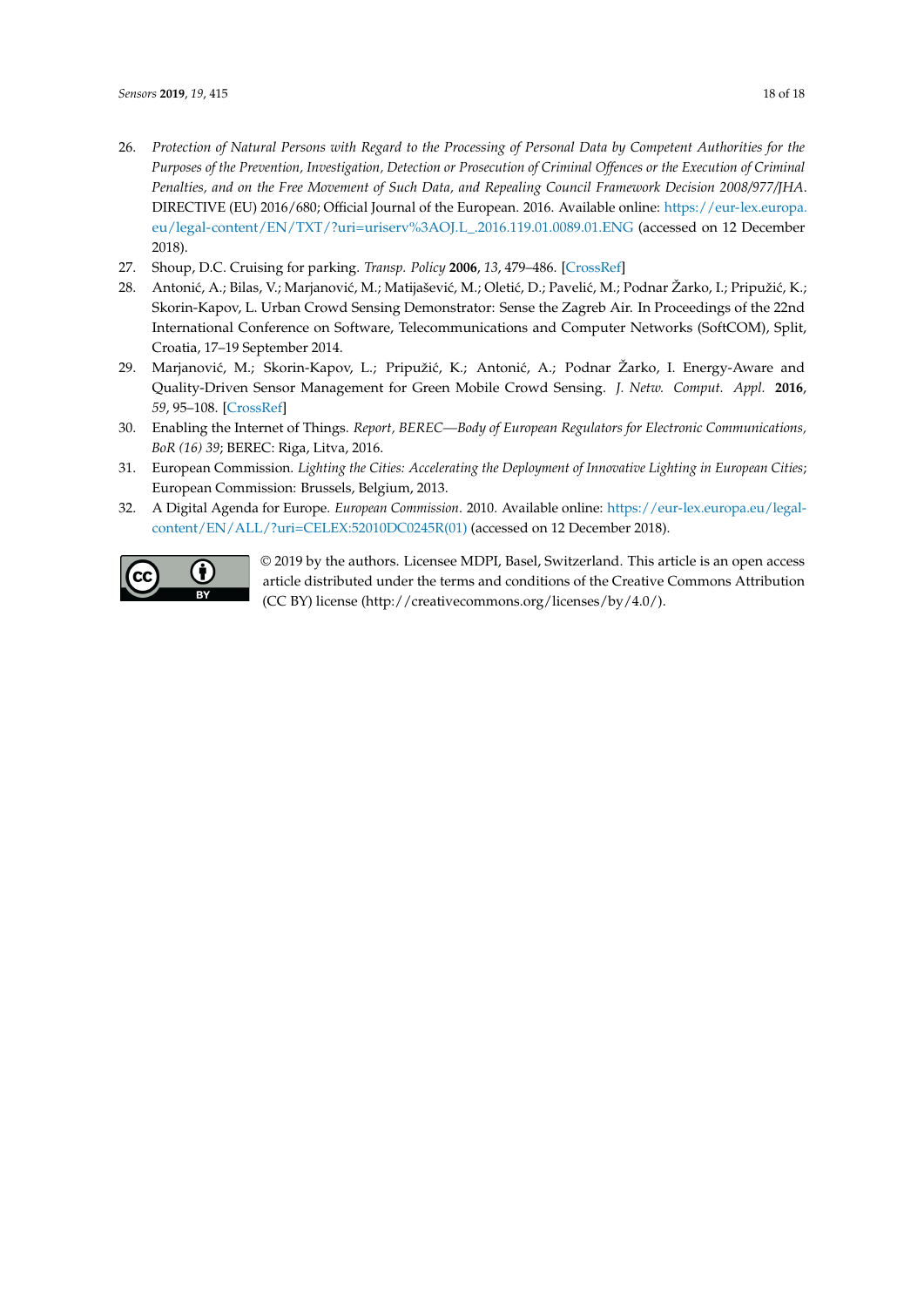26. *Protection of Natural Persons with Regard to the Processing of Personal Data by Competent Authorities for the Purposes of the Prevention, Investigation, Detection or Prosecution of Criminal Offences or the Execution of Criminal Penalties, and on the Free Movement of Such Data, and Repealing Council Framework Decision 2008/977/JHA*. DIRECTIVE (EU) 2016/680; Official Journal of the European. 2016. Available online: https://eur-lex.europa.eu/legal-content/EN/TXT/?uri=uriserv%3AOJ.L_.2016.119.01.0089.01.ENG (accessed on 12 December 2018).
27. Shoup, D.C. Cruising for parking. *Transp. Policy* **2006**, *13*, 479–486. [CrossRef]
28. Antonić, A.; Bilas, V.; Marjanović, M.; Matijašević, M.; Oletić, D.; Pavelić, M.; Podnar Žarko, I.; Pripužić, K.; Skorin-Kapov, L. Urban Crowd Sensing Demonstrator: Sense the Zagreb Air. In Proceedings of the 22nd International Conference on Software, Telecommunications and Computer Networks (SoftCOM), Split, Croatia, 17–19 September 2014.
29. Marjanović, M.; Skorin-Kapov, L.; Pripužić, K.; Antonić, A.; Podnar Žarko, I. Energy-Aware and Quality-Driven Sensor Management for Green Mobile Crowd Sensing. *J. Netw. Comput. Appl.* **2016**, *59*, 95–108. [CrossRef]
30. Enabling the Internet of Things. *Report, BEREC—Body of European Regulators for Electronic Communications, BoR (16) 39*; BEREC: Riga, Litva, 2016.
31. European Commission. *Lighting the Cities: Accelerating the Deployment of Innovative Lighting in European Cities*; European Commission: Brussels, Belgium, 2013.
32. A Digital Agenda for Europe. *European Commission*. 2010. Available online: https://eur-lex.europa.eu/legal-content/EN/ALL/?uri=CELEX:52010DC0245R(01) (accessed on 12 December 2018).

© 2019 by the authors. Licensee MDPI, Basel, Switzerland. This article is an open access article distributed under the terms and conditions of the Creative Commons Attribution (CC BY) license (http://creativecommons.org/licenses/by/4.0/).